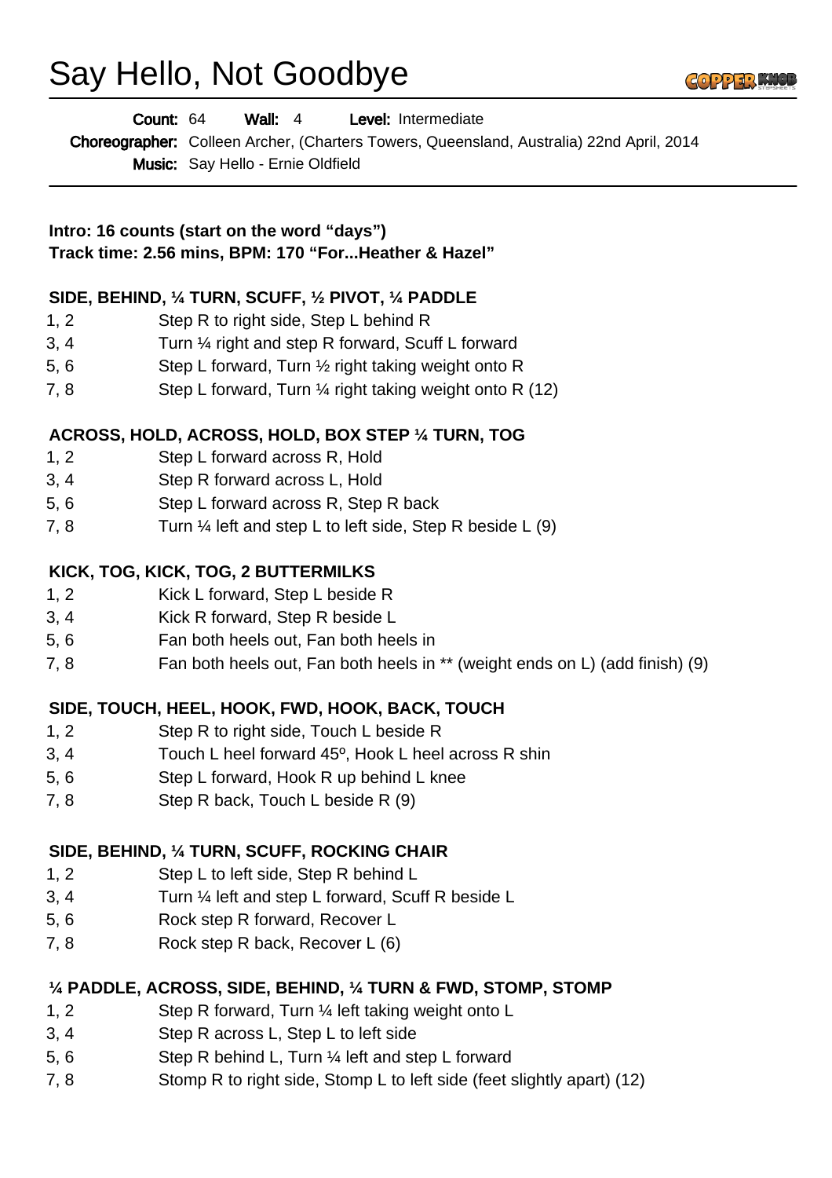# Say Hello, Not Goodbye

**Count:** 64 **Wall:** 4 **Level:** Intermediate

**Choreographer:** Colleen Archer, (Charters Towers, Queensland, Australia) 22nd April, 2014

**Music:** Say Hello - Ernie Oldfield

**Intro: 16 counts (start on the word "days")**
**Track time: 2.56 mins, BPM: 170 "For...Heather & Hazel"**

**SIDE, BEHIND, ¼ TURN, SCUFF, ½ PIVOT, ¼ PADDLE**

| | |
|---|---|
| 1, 2 | Step R to right side, Step L behind R |
| 3, 4 | Turn ¼ right and step R forward, Scuff L forward |
| 5, 6 | Step L forward, Turn ½ right taking weight onto R |
| 7, 8 | Step L forward, Turn ¼ right taking weight onto R (12) |

**ACROSS, HOLD, ACROSS, HOLD, BOX STEP ¼ TURN, TOG**

| | |
|---|---|
| 1, 2 | Step L forward across R, Hold |
| 3, 4 | Step R forward across L, Hold |
| 5, 6 | Step L forward across R, Step R back |
| 7, 8 | Turn ¼ left and step L to left side, Step R beside L (9) |

**KICK, TOG, KICK, TOG, 2 BUTTERMILKS**

| | |
|---|---|
| 1, 2 | Kick L forward, Step L beside R |
| 3, 4 | Kick R forward, Step R beside L |
| 5, 6 | Fan both heels out, Fan both heels in |
| 7, 8 | Fan both heels out, Fan both heels in ** (weight ends on L) (add finish) (9) |

**SIDE, TOUCH, HEEL, HOOK, FWD, HOOK, BACK, TOUCH**

| | |
|---|---|
| 1, 2 | Step R to right side, Touch L beside R |
| 3, 4 | Touch L heel forward 45º, Hook L heel across R shin |
| 5, 6 | Step L forward, Hook R up behind L knee |
| 7, 8 | Step R back, Touch L beside R (9) |

**SIDE, BEHIND, ¼ TURN, SCUFF, ROCKING CHAIR**

| | |
|---|---|
| 1, 2 | Step L to left side, Step R behind L |
| 3, 4 | Turn ¼ left and step L forward, Scuff R beside L |
| 5, 6 | Rock step R forward, Recover L |
| 7, 8 | Rock step R back, Recover L (6) |

**¼ PADDLE, ACROSS, SIDE, BEHIND, ¼ TURN & FWD, STOMP, STOMP**

| | |
|---|---|
| 1, 2 | Step R forward, Turn ¼ left taking weight onto L |
| 3, 4 | Step R across L, Step L to left side |
| 5, 6 | Step R behind L, Turn ¼ left and step L forward |
| 7, 8 | Stomp R to right side, Stomp L to left side (feet slightly apart) (12) |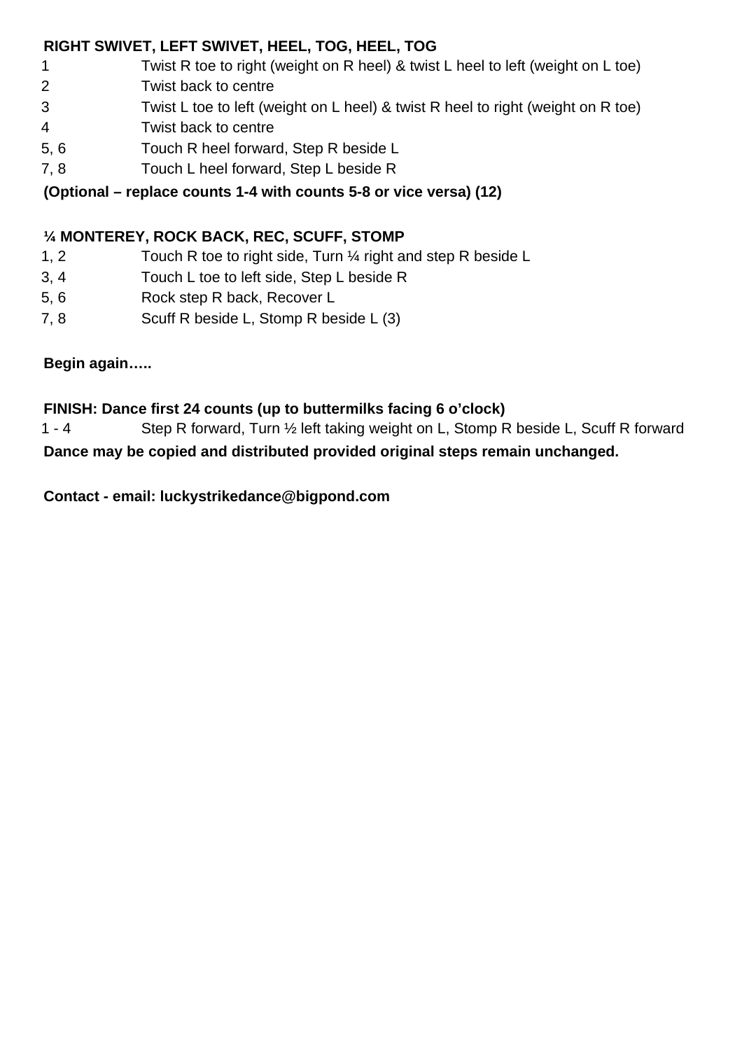**RIGHT SWIVET, LEFT SWIVET, HEEL, TOG, HEEL, TOG**

| | |
|---|---|
| 1 | Twist R toe to right (weight on R heel) & twist L heel to left (weight on L toe) |
| 2 | Twist back to centre |
| 3 | Twist L toe to left (weight on L heel) & twist R heel to right (weight on R toe) |
| 4 | Twist back to centre |
| 5, 6 | Touch R heel forward, Step R beside L |
| 7, 8 | Touch L heel forward, Step L beside R |

**(Optional – replace counts 1-4 with counts 5-8 or vice versa) (12)**

**¼ MONTEREY, ROCK BACK, REC, SCUFF, STOMP**

| | |
|---|---|
| 1, 2 | Touch R toe to right side, Turn ¼ right and step R beside L |
| 3, 4 | Touch L toe to left side, Step L beside R |
| 5, 6 | Rock step R back, Recover L |
| 7, 8 | Scuff R beside L, Stomp R beside L (3) |

**Begin again…..**

**FINISH: Dance first 24 counts (up to buttermilks facing 6 o'clock)**

| | |
|---|---|
| 1 - 4 | Step R forward, Turn ½ left taking weight on L, Stomp R beside L, Scuff R forward |

**Dance may be copied and distributed provided original steps remain unchanged.**

**Contact - email: luckystrikedance@bigpond.com**